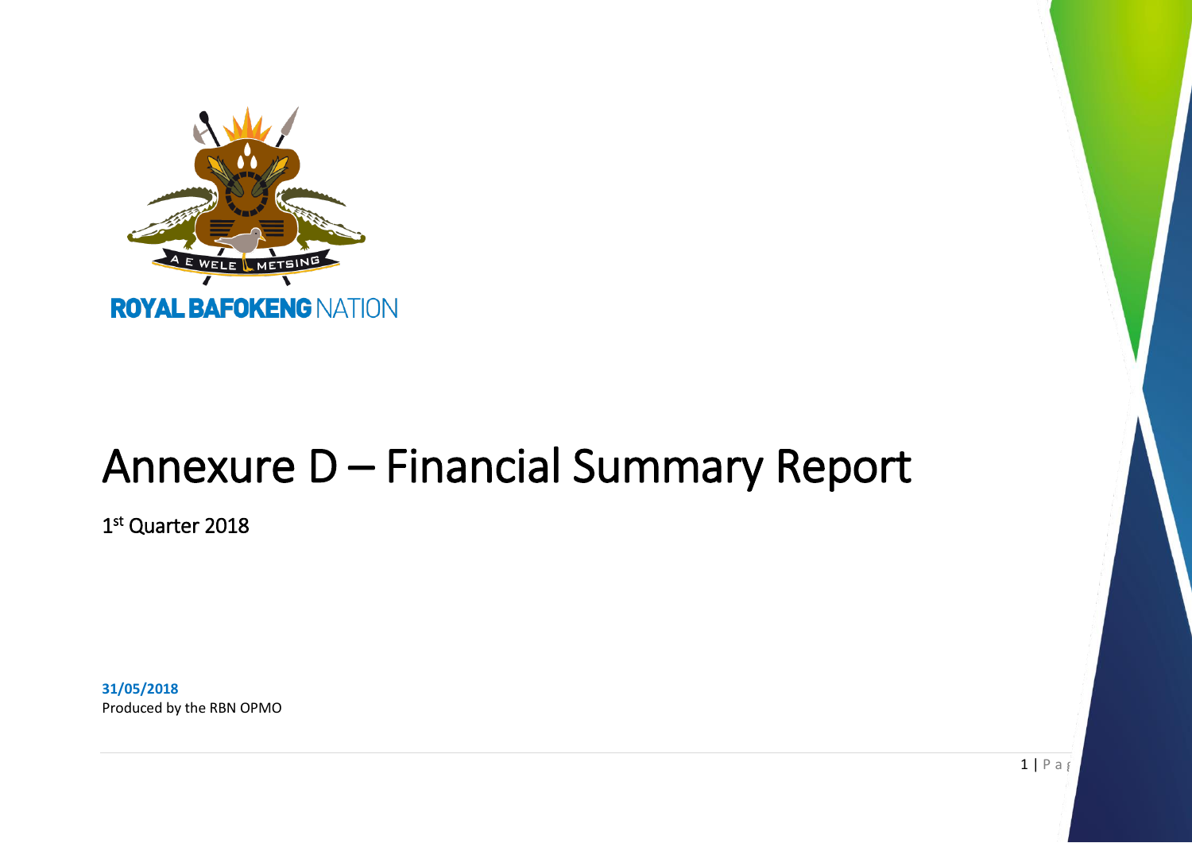ROYAL BAFOKENG NATION

# Annexure D – Financial Summary Report

1st Quarter 2018

**31/05/2018**

Produced by the RBN OPMO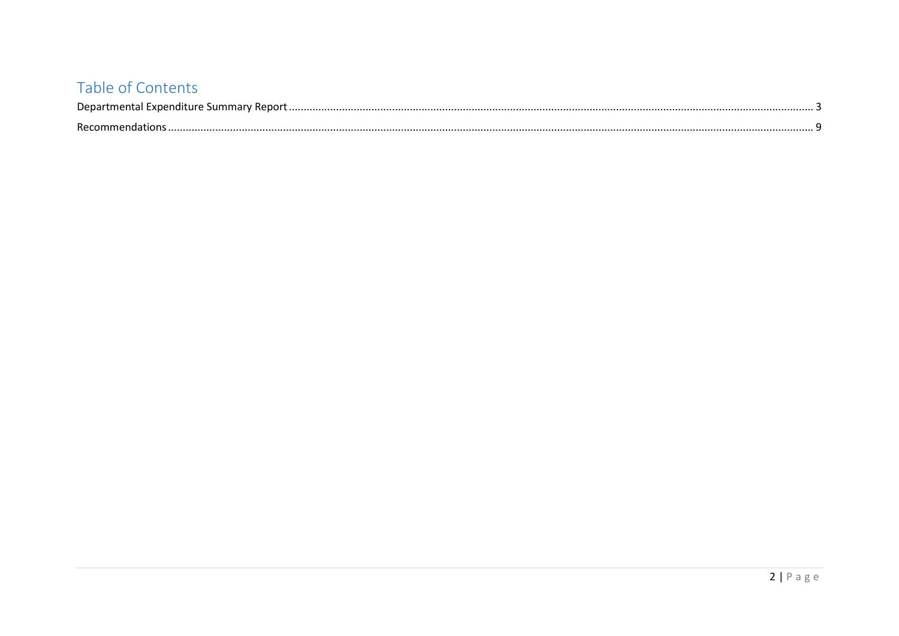# Table of Contents

Departmental Expenditure Summary Report ........................................................................................................ 3

Recommendations ........................................................................................................ 9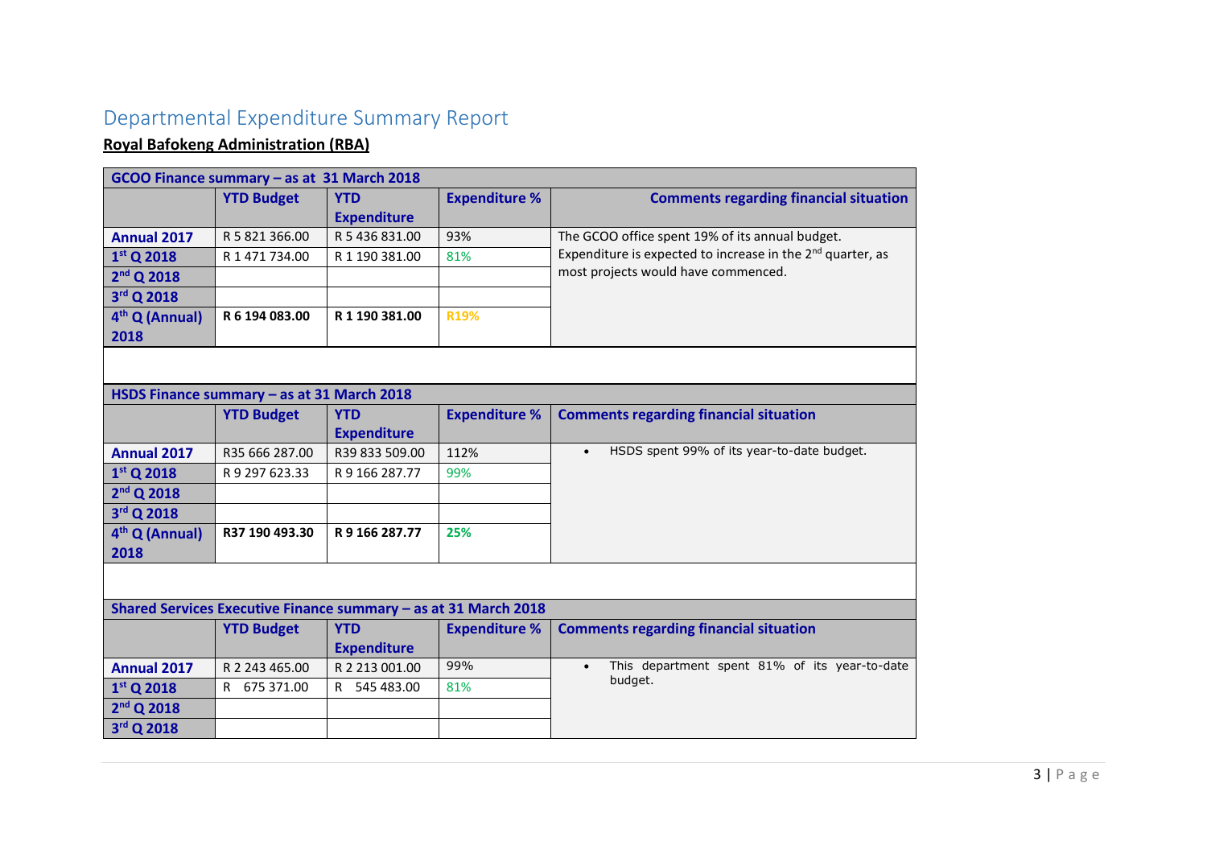# Departmental Expenditure Summary Report

**Royal Bafokeng Administration (RBA)**

| GCOO Finance summary – as at 31 March 2018 | | | | |
|---|---|---|---|---|
| | **YTD Budget** | **YTD Expenditure** | **Expenditure %** | **Comments regarding financial situation** |
| **Annual 2017** | R 5 821 366.00 | R 5 436 831.00 | 93% | The GCOO office spent 19% of its annual budget. Expenditure is expected to increase in the 2nd quarter, as most projects would have commenced. |
| **1st Q 2018** | R 1 471 734.00 | R 1 190 381.00 | 81% | |
| **2nd Q 2018** | | | | |
| **3rd Q 2018** | | | | |
| **4th Q (Annual) 2018** | **R 6 194 083.00** | **R 1 190 381.00** | **R19%** | |

| HSDS Finance summary – as at 31 March 2018 | | | | |
|---|---|---|---|---|
| | **YTD Budget** | **YTD Expenditure** | **Expenditure %** | **Comments regarding financial situation** |
| **Annual 2017** | R35 666 287.00 | R39 833 509.00 | 112% | • HSDS spent 99% of its year-to-date budget. |
| **1st Q 2018** | R 9 297 623.33 | R 9 166 287.77 | 99% | |
| **2nd Q 2018** | | | | |
| **3rd Q 2018** | | | | |
| **4th Q (Annual) 2018** | **R37 190 493.30** | **R 9 166 287.77** | **25%** | |

| Shared Services Executive Finance summary – as at 31 March 2018 | | | | |
|---|---|---|---|---|
| | **YTD Budget** | **YTD Expenditure** | **Expenditure %** | **Comments regarding financial situation** |
| **Annual 2017** | R 2 243 465.00 | R 2 213 001.00 | 99% | • This department spent 81% of its year-to-date budget. |
| **1st Q 2018** | R 675 371.00 | R 545 483.00 | 81% | |
| **2nd Q 2018** | | | | |
| **3rd Q 2018** | | | | |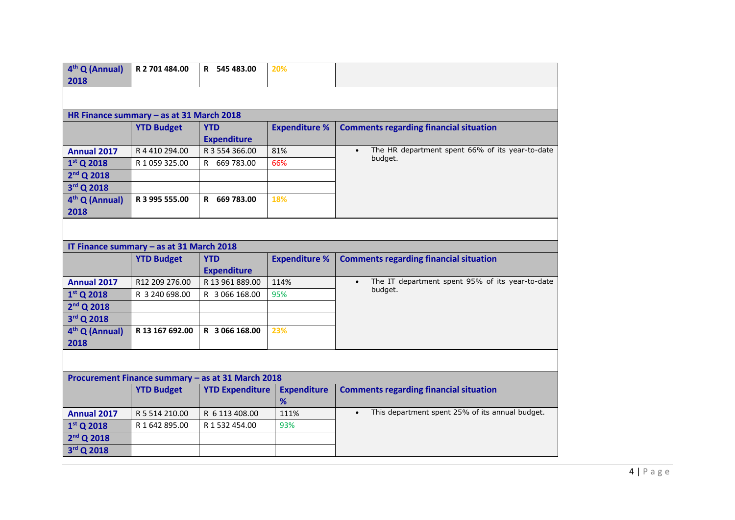| | | | | |
|---|---|---|---|---|
| 4th Q (Annual) 2018 | **R 2 701 484.00** | **R 545 483.00** | 20% | |

| HR Finance summary – as at 31 March 2018 | | | | |
|---|---|---|---|---|
| | **YTD Budget** | **YTD Expenditure** | **Expenditure %** | **Comments regarding financial situation** |
| **Annual 2017** | R 4 410 294.00 | R 3 554 366.00 | 81% | • The HR department spent 66% of its year-to-date budget. |
| **1st Q 2018** | R 1 059 325.00 | R 669 783.00 | 66% | |
| **2nd Q 2018** | | | | |
| **3rd Q 2018** | | | | |
| **4th Q (Annual) 2018** | **R 3 995 555.00** | **R 669 783.00** | 18% | |

| IT Finance summary – as at 31 March 2018 | | | | |
|---|---|---|---|---|
| | **YTD Budget** | **YTD Expenditure** | **Expenditure %** | **Comments regarding financial situation** |
| **Annual 2017** | R12 209 276.00 | R 13 961 889.00 | 114% | • The IT department spent 95% of its year-to-date budget. |
| **1st Q 2018** | R 3 240 698.00 | R 3 066 168.00 | 95% | |
| **2nd Q 2018** | | | | |
| **3rd Q 2018** | | | | |
| **4th Q (Annual) 2018** | **R 13 167 692.00** | **R 3 066 168.00** | 23% | |

| Procurement Finance summary – as at 31 March 2018 | | | | |
|---|---|---|---|---|
| | **YTD Budget** | **YTD Expenditure** | **Expenditure %** | **Comments regarding financial situation** |
| **Annual 2017** | R 5 514 210.00 | R 6 113 408.00 | 111% | • This department spent 25% of its annual budget. |
| **1st Q 2018** | R 1 642 895.00 | R 1 532 454.00 | 93% | |
| **2nd Q 2018** | | | | |
| **3rd Q 2018** | | | | |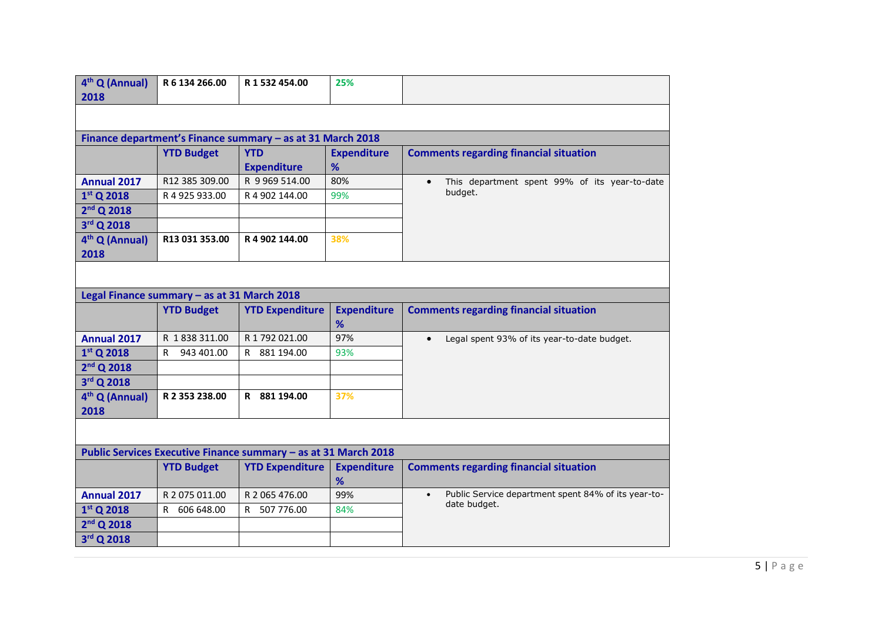| | | | | |
|---|---|---|---|---|
| 4th Q (Annual) 2018 | **R 6 134 266.00** | **R 1 532 454.00** | **25%** | |

**Finance department's Finance summary – as at 31 March 2018**

| | YTD Budget | YTD Expenditure | Expenditure % | Comments regarding financial situation |
|---|---|---|---|---|
| **Annual 2017** | R12 385 309.00 | R 9 969 514.00 | 80% | • This department spent 99% of its year-to-date budget. |
| **1st Q 2018** | R 4 925 933.00 | R 4 902 144.00 | 99% | |
| **2nd Q 2018** | | | | |
| **3rd Q 2018** | | | | |
| **4th Q (Annual) 2018** | **R13 031 353.00** | **R 4 902 144.00** | **38%** | |

**Legal Finance summary – as at 31 March 2018**

| | YTD Budget | YTD Expenditure | Expenditure % | Comments regarding financial situation |
|---|---|---|---|---|
| **Annual 2017** | R 1 838 311.00 | R 1 792 021.00 | 97% | • Legal spent 93% of its year-to-date budget. |
| **1st Q 2018** | R 943 401.00 | R 881 194.00 | 93% | |
| **2nd Q 2018** | | | | |
| **3rd Q 2018** | | | | |
| **4th Q (Annual) 2018** | **R 2 353 238.00** | **R 881 194.00** | **37%** | |

**Public Services Executive Finance summary – as at 31 March 2018**

| | YTD Budget | YTD Expenditure | Expenditure % | Comments regarding financial situation |
|---|---|---|---|---|
| **Annual 2017** | R 2 075 011.00 | R 2 065 476.00 | 99% | • Public Service department spent 84% of its year-to-date budget. |
| **1st Q 2018** | R 606 648.00 | R 507 776.00 | 84% | |
| **2nd Q 2018** | | | | |
| **3rd Q 2018** | | | | |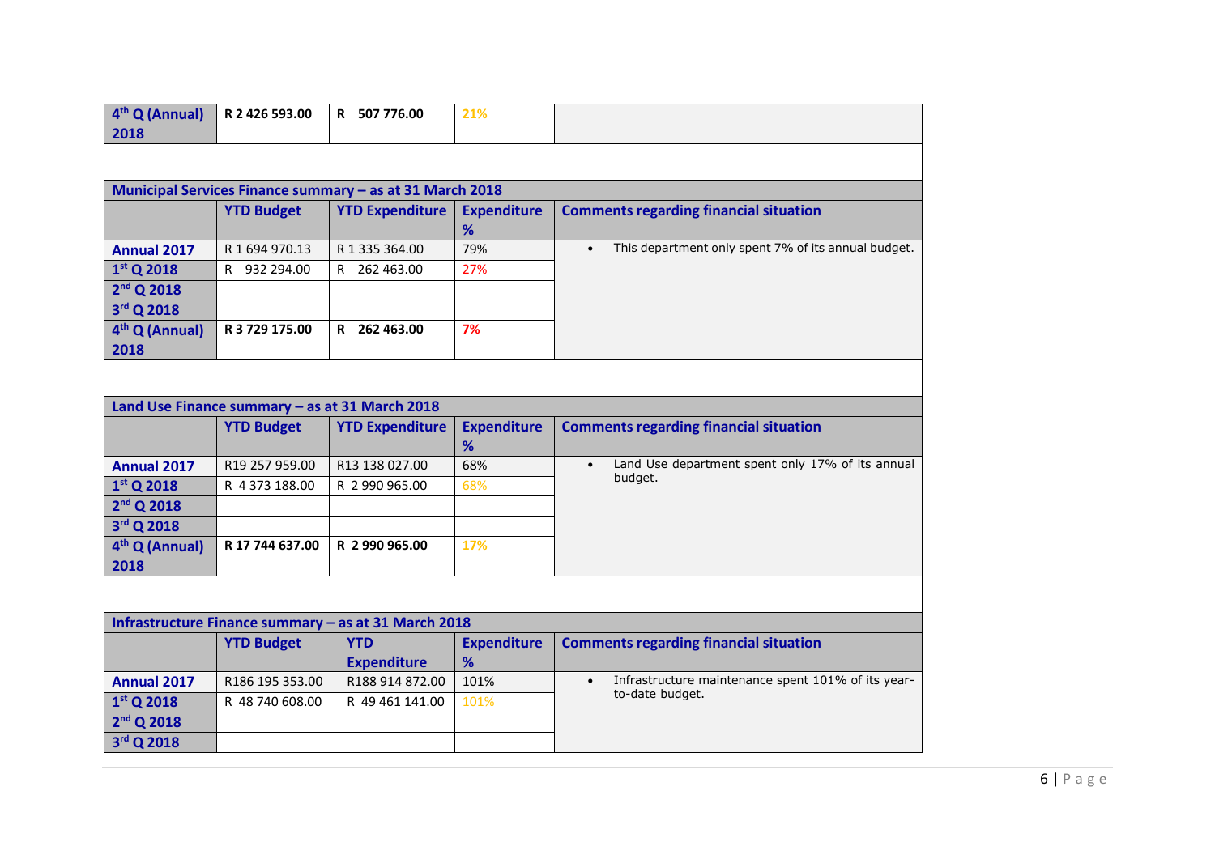| | | | | |
|---|---|---|---|---|
| **4th Q (Annual) 2018** | **R 2 426 593.00** | **R 507 776.00** | **21%** | |

| **Municipal Services Finance summary – as at 31 March 2018** | | | | |
|---|---|---|---|---|
| | **YTD Budget** | **YTD Expenditure** | **Expenditure %** | **Comments regarding financial situation** |
| **Annual 2017** | R 1 694 970.13 | R 1 335 364.00 | 79% | • This department only spent 7% of its annual budget. |
| **1st Q 2018** | R 932 294.00 | R 262 463.00 | 27% | |
| **2nd Q 2018** | | | | |
| **3rd Q 2018** | | | | |
| **4th Q (Annual) 2018** | **R 3 729 175.00** | **R 262 463.00** | **7%** | |

| **Land Use Finance summary – as at 31 March 2018** | | | | |
|---|---|---|---|---|
| | **YTD Budget** | **YTD Expenditure** | **Expenditure %** | **Comments regarding financial situation** |
| **Annual 2017** | R19 257 959.00 | R13 138 027.00 | 68% | • Land Use department spent only 17% of its annual budget. |
| **1st Q 2018** | R 4 373 188.00 | R 2 990 965.00 | 68% | |
| **2nd Q 2018** | | | | |
| **3rd Q 2018** | | | | |
| **4th Q (Annual) 2018** | **R 17 744 637.00** | **R 2 990 965.00** | **17%** | |

| **Infrastructure Finance summary – as at 31 March 2018** | | | | |
|---|---|---|---|---|
| | **YTD Budget** | **YTD Expenditure** | **Expenditure %** | **Comments regarding financial situation** |
| **Annual 2017** | R186 195 353.00 | R188 914 872.00 | 101% | • Infrastructure maintenance spent 101% of its year-to-date budget. |
| **1st Q 2018** | R 48 740 608.00 | R 49 461 141.00 | 101% | |
| **2nd Q 2018** | | | | |
| **3rd Q 2018** | | | | |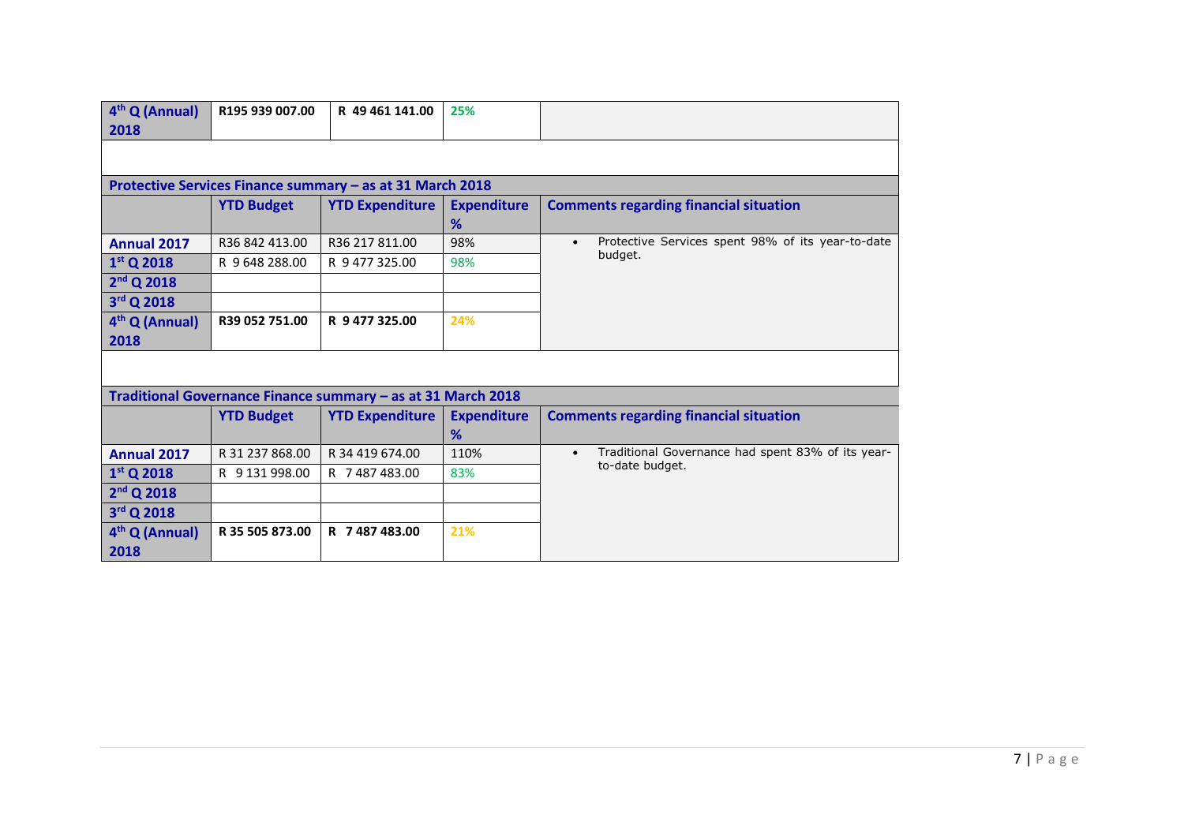| | | | | |
|---|---|---|---|---|
| **4th Q (Annual) 2018** | **R195 939 007.00** | **R 49 461 141.00** | **25%** | |

**Protective Services Finance summary – as at 31 March 2018**

| | **YTD Budget** | **YTD Expenditure** | **Expenditure %** | **Comments regarding financial situation** |
|---|---|---|---|---|
| **Annual 2017** | R36 842 413.00 | R36 217 811.00 | 98% | • Protective Services spent 98% of its year-to-date budget. |
| **1st Q 2018** | R 9 648 288.00 | R 9 477 325.00 | 98% | |
| **2nd Q 2018** | | | | |
| **3rd Q 2018** | | | | |
| **4th Q (Annual) 2018** | **R39 052 751.00** | **R 9 477 325.00** | **24%** | |

**Traditional Governance Finance summary – as at 31 March 2018**

| | **YTD Budget** | **YTD Expenditure** | **Expenditure %** | **Comments regarding financial situation** |
|---|---|---|---|---|
| **Annual 2017** | R 31 237 868.00 | R 34 419 674.00 | 110% | • Traditional Governance had spent 83% of its year-to-date budget. |
| **1st Q 2018** | R 9 131 998.00 | R 7 487 483.00 | 83% | |
| **2nd Q 2018** | | | | |
| **3rd Q 2018** | | | | |
| **4th Q (Annual) 2018** | **R 35 505 873.00** | **R 7 487 483.00** | **21%** | |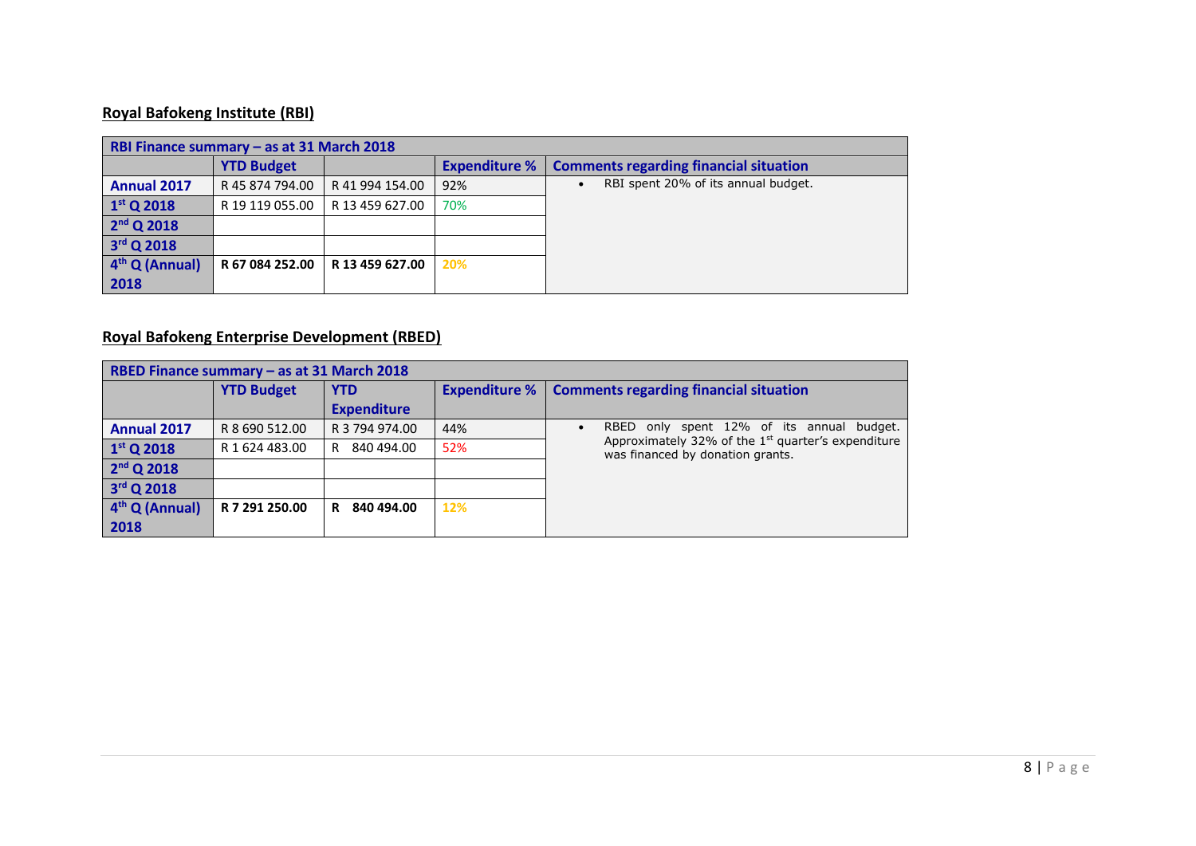## Royal Bafokeng Institute (RBI)

| RBI Finance summary – as at 31 March 2018 | | | | |
|---|---|---|---|---|
| | **YTD Budget** | | **Expenditure %** | **Comments regarding financial situation** |
| **Annual 2017** | R 45 874 794.00 | R 41 994 154.00 | 92% | • RBI spent 20% of its annual budget. |
| **1st Q 2018** | R 19 119 055.00 | R 13 459 627.00 | 70% | |
| **2nd Q 2018** | | | | |
| **3rd Q 2018** | | | | |
| **4th Q (Annual) 2018** | **R 67 084 252.00** | **R 13 459 627.00** | **20%** | |

## Royal Bafokeng Enterprise Development (RBED)

| RBED Finance summary – as at 31 March 2018 | | | | |
|---|---|---|---|---|
| | **YTD Budget** | **YTD Expenditure** | **Expenditure %** | **Comments regarding financial situation** |
| **Annual 2017** | R 8 690 512.00 | R 3 794 974.00 | 44% | • RBED only spent 12% of its annual budget. Approximately 32% of the 1st quarter's expenditure was financed by donation grants. |
| **1st Q 2018** | R 1 624 483.00 | R 840 494.00 | 52% | |
| **2nd Q 2018** | | | | |
| **3rd Q 2018** | | | | |
| **4th Q (Annual) 2018** | **R 7 291 250.00** | **R 840 494.00** | **12%** | |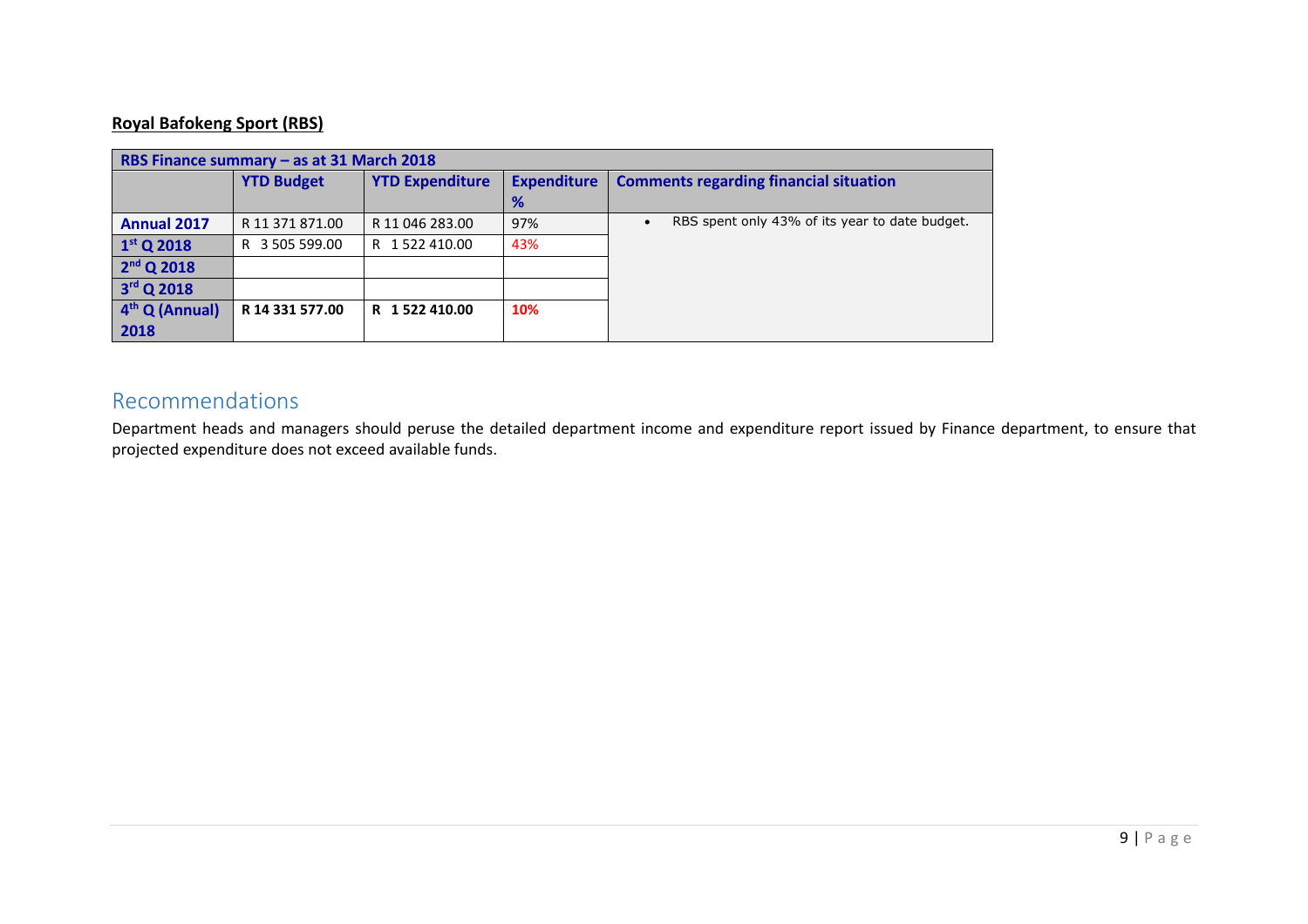**Royal Bafokeng Sport (RBS)**

| RBS Finance summary – as at 31 March 2018 | | | | |
|---|---|---|---|---|
| | **YTD Budget** | **YTD Expenditure** | **Expenditure %** | **Comments regarding financial situation** |
| **Annual 2017** | R 11 371 871.00 | R 11 046 283.00 | 97% | • RBS spent only 43% of its year to date budget. |
| **1st Q 2018** | R 3 505 599.00 | R 1 522 410.00 | 43% | |
| **2nd Q 2018** | | | | |
| **3rd Q 2018** | | | | |
| **4th Q (Annual) 2018** | **R 14 331 577.00** | **R 1 522 410.00** | **10%** | |

## Recommendations

Department heads and managers should peruse the detailed department income and expenditure report issued by Finance department, to ensure that projected expenditure does not exceed available funds.